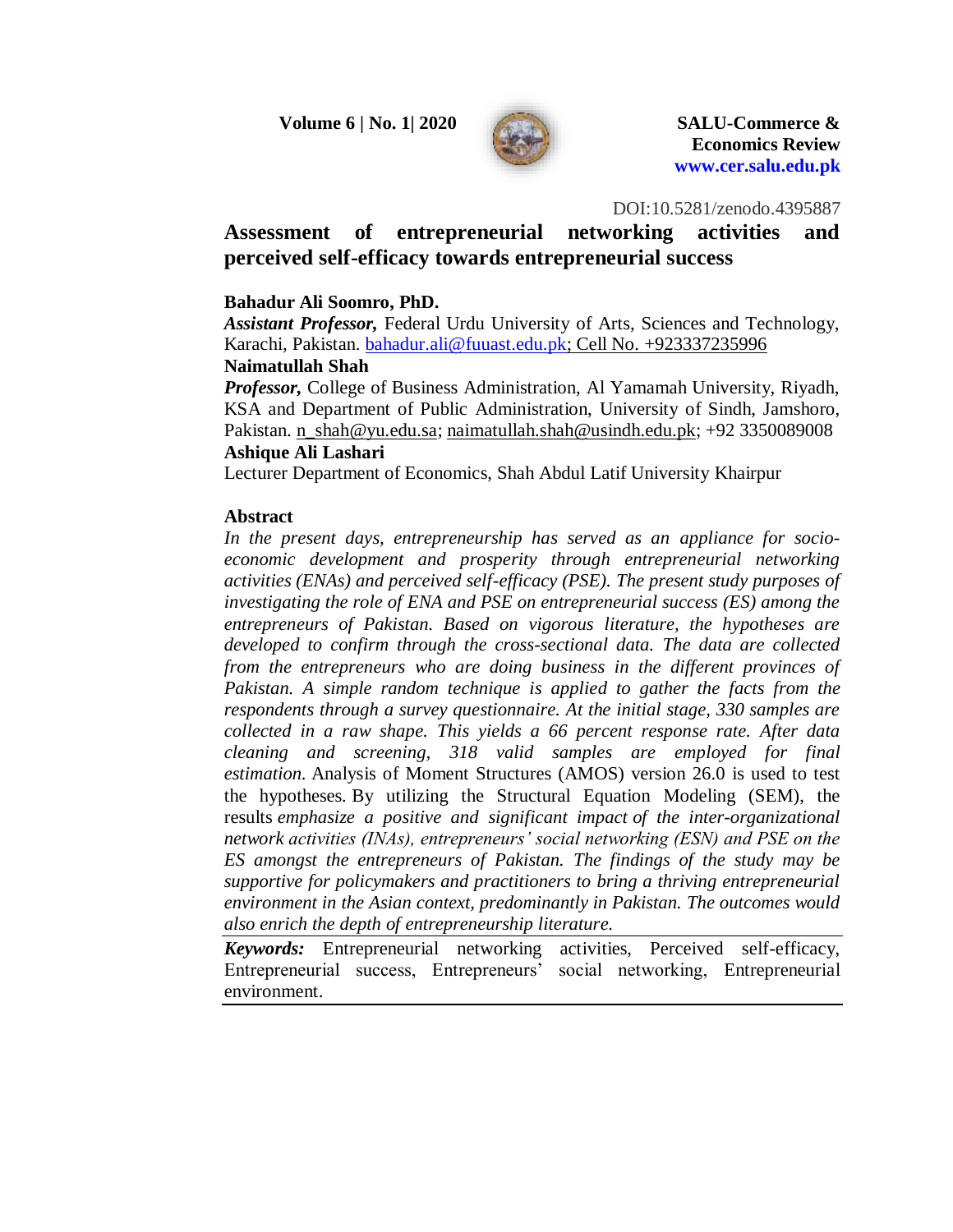DOI:10.5281/zenodo.4395887

# Assessment of entrepreneurial networking activities and perceived self-efficacy towards entrepreneurial success

**Bahadur Ali Soomro, PhD.**

***Assistant Professor,*** Federal Urdu University of Arts, Sciences and Technology, Karachi, Pakistan. bahadur.ali@fuuast.edu.pk; Cell No. +923337235996

**Naimatullah Shah**

***Professor,*** College of Business Administration, Al Yamamah University, Riyadh, KSA and Department of Public Administration, University of Sindh, Jamshoro, Pakistan. n_shah@yu.edu.sa; naimatullah.shah@usindh.edu.pk; +92 3350089008

**Ashique Ali Lashari**

Lecturer Department of Economics, Shah Abdul Latif University Khairpur

## Abstract

*In the present days, entrepreneurship has served as an appliance for socio-economic development and prosperity through entrepreneurial networking activities (ENAs) and perceived self-efficacy (PSE). The present study purposes of investigating the role of ENA and PSE on entrepreneurial success (ES) among the entrepreneurs of Pakistan. Based on vigorous literature, the hypotheses are developed to confirm through the cross-sectional data. The data are collected from the entrepreneurs who are doing business in the different provinces of Pakistan. A simple random technique is applied to gather the facts from the respondents through a survey questionnaire. At the initial stage, 330 samples are collected in a raw shape. This yields a 66 percent response rate. After data cleaning and screening, 318 valid samples are employed for final estimation.* Analysis of Moment Structures (AMOS) version 26.0 is used to test the hypotheses. By utilizing the Structural Equation Modeling (SEM), the results *emphasize a positive and significant impact of the inter-organizational network activities (INAs), entrepreneurs' social networking (ESN) and PSE on the ES amongst the entrepreneurs of Pakistan. The findings of the study may be supportive for policymakers and practitioners to bring a thriving entrepreneurial environment in the Asian context, predominantly in Pakistan. The outcomes would also enrich the depth of entrepreneurship literature.*

***Keywords:*** Entrepreneurial networking activities, Perceived self-efficacy, Entrepreneurial success, Entrepreneurs' social networking, Entrepreneurial environment.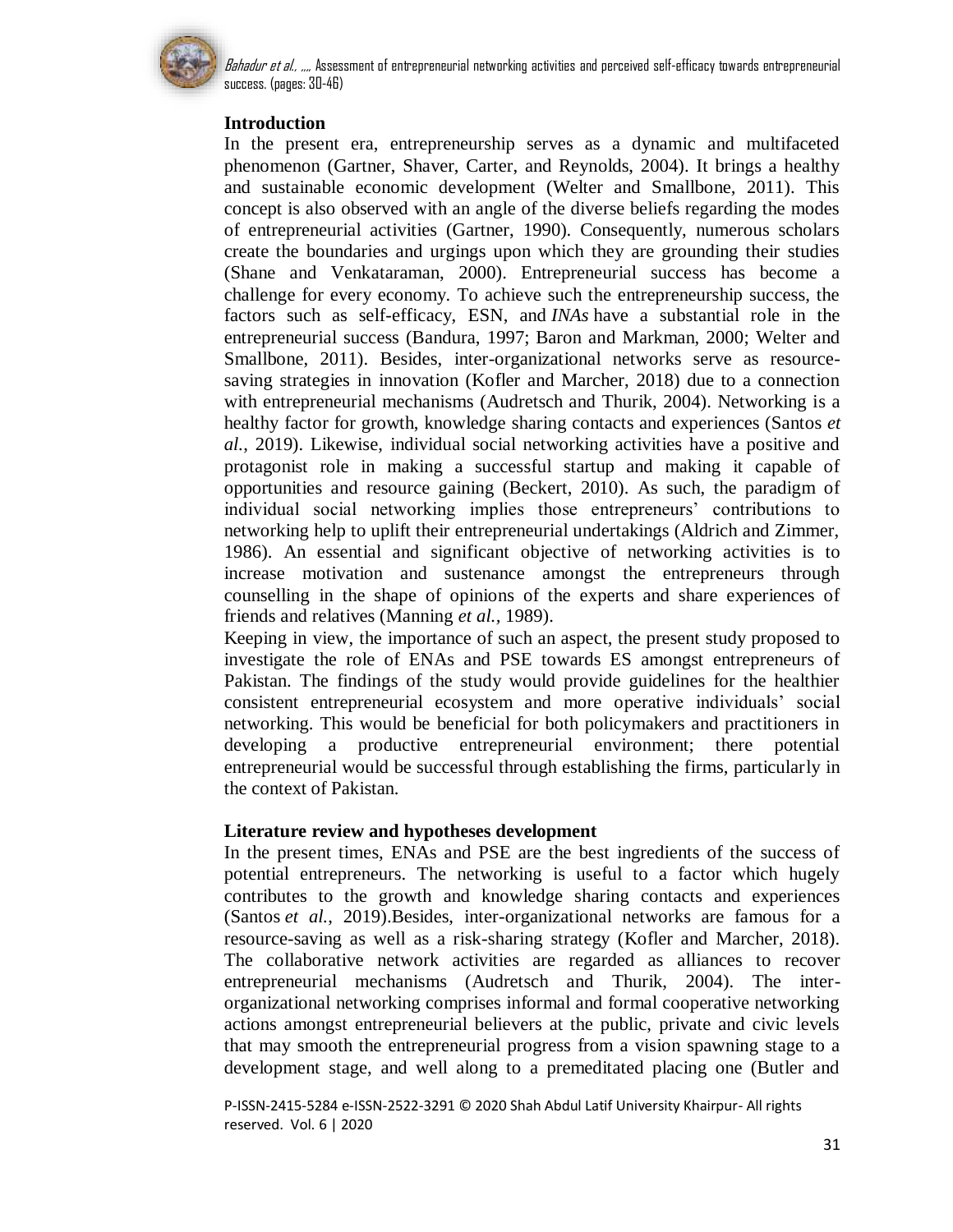## Introduction

In the present era, entrepreneurship serves as a dynamic and multifaceted phenomenon (Gartner, Shaver, Carter, and Reynolds, 2004). It brings a healthy and sustainable economic development (Welter and Smallbone, 2011). This concept is also observed with an angle of the diverse beliefs regarding the modes of entrepreneurial activities (Gartner, 1990). Consequently, numerous scholars create the boundaries and urgings upon which they are grounding their studies (Shane and Venkataraman, 2000). Entrepreneurial success has become a challenge for every economy. To achieve such the entrepreneurship success, the factors such as self-efficacy, ESN, and *INAs* have a substantial role in the entrepreneurial success (Bandura, 1997; Baron and Markman, 2000; Welter and Smallbone, 2011). Besides, inter-organizational networks serve as resource-saving strategies in innovation (Kofler and Marcher, 2018) due to a connection with entrepreneurial mechanisms (Audretsch and Thurik, 2004). Networking is a healthy factor for growth, knowledge sharing contacts and experiences (Santos *et al.*, 2019). Likewise, individual social networking activities have a positive and protagonist role in making a successful startup and making it capable of opportunities and resource gaining (Beckert, 2010). As such, the paradigm of individual social networking implies those entrepreneurs' contributions to networking help to uplift their entrepreneurial undertakings (Aldrich and Zimmer, 1986). An essential and significant objective of networking activities is to increase motivation and sustenance amongst the entrepreneurs through counselling in the shape of opinions of the experts and share experiences of friends and relatives (Manning *et al.*, 1989).

Keeping in view, the importance of such an aspect, the present study proposed to investigate the role of ENAs and PSE towards ES amongst entrepreneurs of Pakistan. The findings of the study would provide guidelines for the healthier consistent entrepreneurial ecosystem and more operative individuals' social networking. This would be beneficial for both policymakers and practitioners in developing a productive entrepreneurial environment; there potential entrepreneurial would be successful through establishing the firms, particularly in the context of Pakistan.

## Literature review and hypotheses development

In the present times, ENAs and PSE are the best ingredients of the success of potential entrepreneurs. The networking is useful to a factor which hugely contributes to the growth and knowledge sharing contacts and experiences (Santos *et al.*, 2019).Besides, inter-organizational networks are famous for a resource-saving as well as a risk-sharing strategy (Kofler and Marcher, 2018). The collaborative network activities are regarded as alliances to recover entrepreneurial mechanisms (Audretsch and Thurik, 2004). The inter-organizational networking comprises informal and formal cooperative networking actions amongst entrepreneurial believers at the public, private and civic levels that may smooth the entrepreneurial progress from a vision spawning stage to a development stage, and well along to a premeditated placing one (Butler and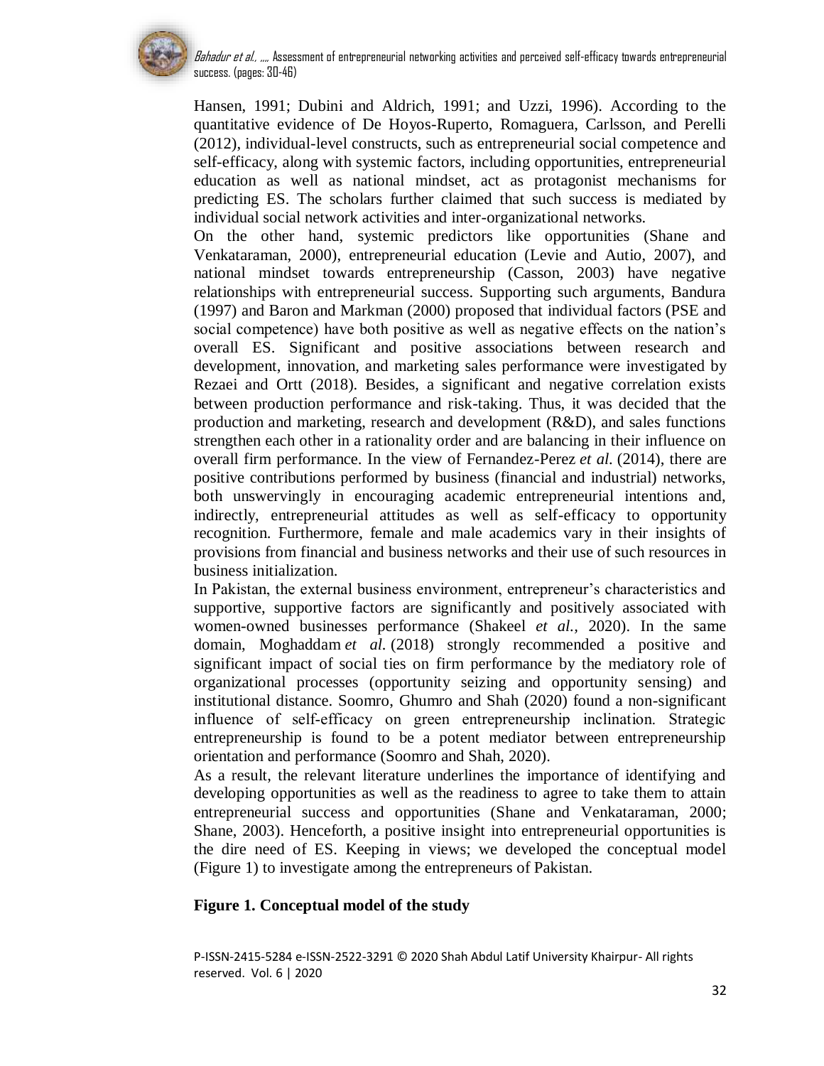Hansen, 1991; Dubini and Aldrich, 1991; and Uzzi, 1996). According to the quantitative evidence of De Hoyos-Ruperto, Romaguera, Carlsson, and Perelli (2012), individual-level constructs, such as entrepreneurial social competence and self-efficacy, along with systemic factors, including opportunities, entrepreneurial education as well as national mindset, act as protagonist mechanisms for predicting ES. The scholars further claimed that such success is mediated by individual social network activities and inter-organizational networks.

On the other hand, systemic predictors like opportunities (Shane and Venkataraman, 2000), entrepreneurial education (Levie and Autio, 2007), and national mindset towards entrepreneurship (Casson, 2003) have negative relationships with entrepreneurial success. Supporting such arguments, Bandura (1997) and Baron and Markman (2000) proposed that individual factors (PSE and social competence) have both positive as well as negative effects on the nation's overall ES. Significant and positive associations between research and development, innovation, and marketing sales performance were investigated by Rezaei and Ortt (2018). Besides, a significant and negative correlation exists between production performance and risk-taking. Thus, it was decided that the production and marketing, research and development (R&D), and sales functions strengthen each other in a rationality order and are balancing in their influence on overall firm performance. In the view of Fernandez-Perez *et al.* (2014), there are positive contributions performed by business (financial and industrial) networks, both unswervingly in encouraging academic entrepreneurial intentions and, indirectly, entrepreneurial attitudes as well as self-efficacy to opportunity recognition. Furthermore, female and male academics vary in their insights of provisions from financial and business networks and their use of such resources in business initialization.

In Pakistan, the external business environment, entrepreneur's characteristics and supportive, supportive factors are significantly and positively associated with women-owned businesses performance (Shakeel *et al.,* 2020). In the same domain, Moghaddam *et al.* (2018) strongly recommended a positive and significant impact of social ties on firm performance by the mediatory role of organizational processes (opportunity seizing and opportunity sensing) and institutional distance. Soomro, Ghumro and Shah (2020) found a non-significant influence of self-efficacy on green entrepreneurship inclination. Strategic entrepreneurship is found to be a potent mediator between entrepreneurship orientation and performance (Soomro and Shah, 2020).

As a result, the relevant literature underlines the importance of identifying and developing opportunities as well as the readiness to agree to take them to attain entrepreneurial success and opportunities (Shane and Venkataraman, 2000; Shane, 2003). Henceforth, a positive insight into entrepreneurial opportunities is the dire need of ES. Keeping in views; we developed the conceptual model (Figure 1) to investigate among the entrepreneurs of Pakistan.

**Figure 1. Conceptual model of the study**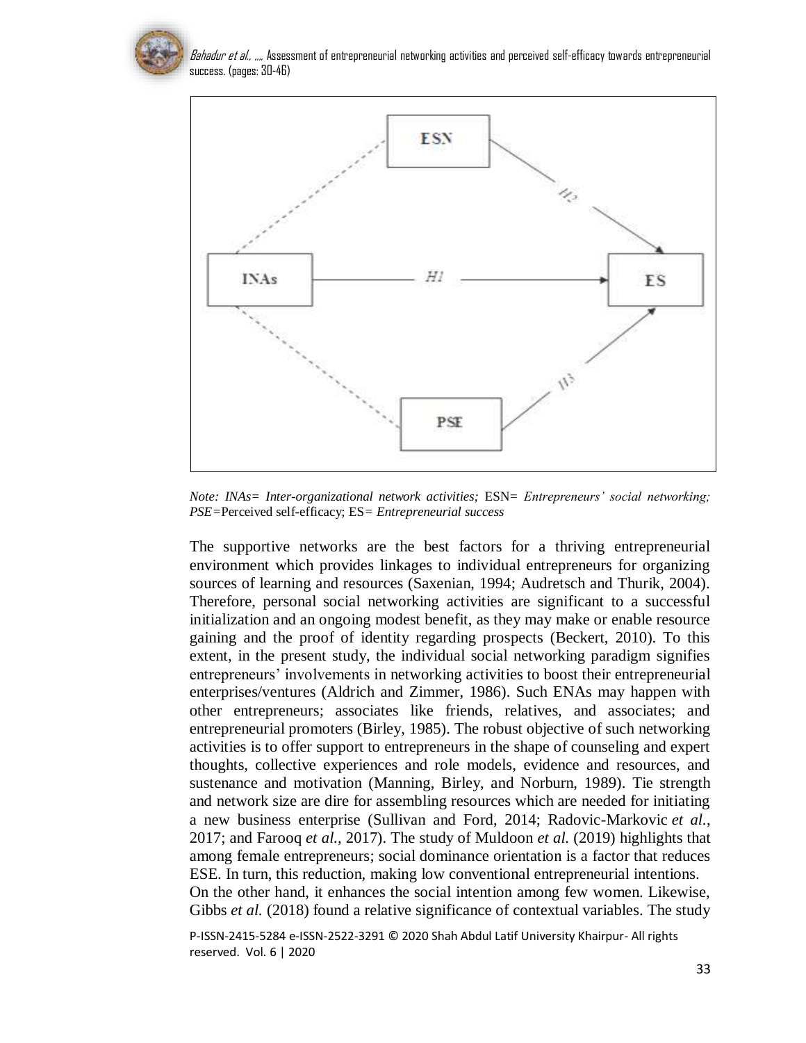*Note: INAs= Inter-organizational network activities;* ESN= *Entrepreneurs' social networking; PSE=*Perceived self-efficacy; ES= *Entrepreneurial success*

The supportive networks are the best factors for a thriving entrepreneurial environment which provides linkages to individual entrepreneurs for organizing sources of learning and resources (Saxenian, 1994; Audretsch and Thurik, 2004). Therefore, personal social networking activities are significant to a successful initialization and an ongoing modest benefit, as they may make or enable resource gaining and the proof of identity regarding prospects (Beckert, 2010). To this extent, in the present study, the individual social networking paradigm signifies entrepreneurs' involvements in networking activities to boost their entrepreneurial enterprises/ventures (Aldrich and Zimmer, 1986). Such ENAs may happen with other entrepreneurs; associates like friends, relatives, and associates; and entrepreneurial promoters (Birley, 1985). The robust objective of such networking activities is to offer support to entrepreneurs in the shape of counseling and expert thoughts, collective experiences and role models, evidence and resources, and sustenance and motivation (Manning, Birley, and Norburn, 1989). Tie strength and network size are dire for assembling resources which are needed for initiating a new business enterprise (Sullivan and Ford, 2014; Radovic-Markovic *et al.*, 2017; and Farooq *et al.*, 2017). The study of Muldoon *et al.* (2019) highlights that among female entrepreneurs; social dominance orientation is a factor that reduces ESE. In turn, this reduction, making low conventional entrepreneurial intentions.

On the other hand, it enhances the social intention among few women. Likewise, Gibbs *et al.* (2018) found a relative significance of contextual variables. The study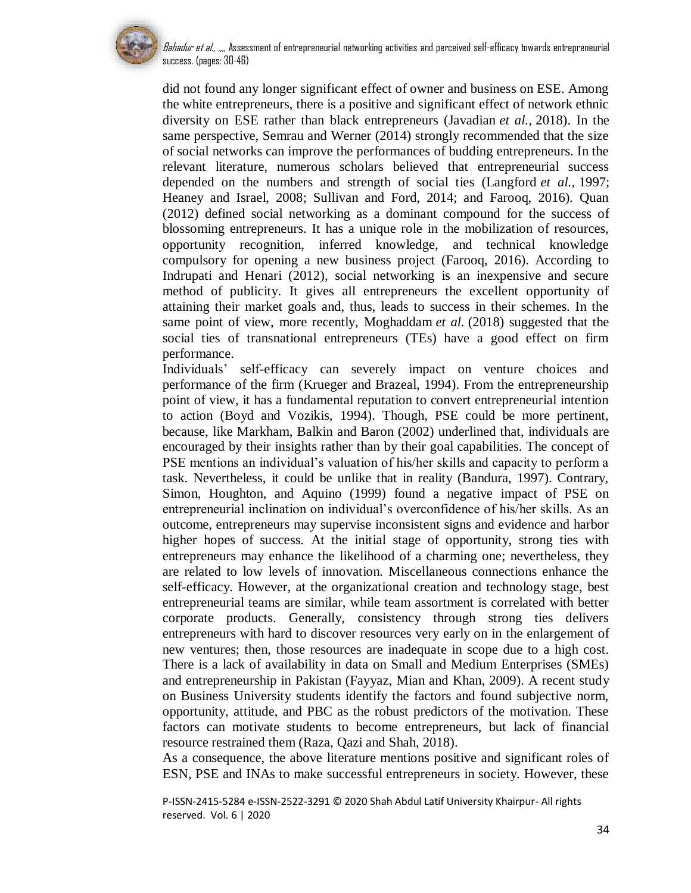did not found any longer significant effect of owner and business on ESE. Among the white entrepreneurs, there is a positive and significant effect of network ethnic diversity on ESE rather than black entrepreneurs (Javadian *et al.*, 2018). In the same perspective, Semrau and Werner (2014) strongly recommended that the size of social networks can improve the performances of budding entrepreneurs. In the relevant literature, numerous scholars believed that entrepreneurial success depended on the numbers and strength of social ties (Langford *et al.*, 1997; Heaney and Israel, 2008; Sullivan and Ford, 2014; and Farooq, 2016). Quan (2012) defined social networking as a dominant compound for the success of blossoming entrepreneurs. It has a unique role in the mobilization of resources, opportunity recognition, inferred knowledge, and technical knowledge compulsory for opening a new business project (Farooq, 2016). According to Indrupati and Henari (2012), social networking is an inexpensive and secure method of publicity. It gives all entrepreneurs the excellent opportunity of attaining their market goals and, thus, leads to success in their schemes. In the same point of view, more recently, Moghaddam *et al.* (2018) suggested that the social ties of transnational entrepreneurs (TEs) have a good effect on firm performance.

Individuals' self-efficacy can severely impact on venture choices and performance of the firm (Krueger and Brazeal, 1994). From the entrepreneurship point of view, it has a fundamental reputation to convert entrepreneurial intention to action (Boyd and Vozikis, 1994). Though, PSE could be more pertinent, because, like Markham, Balkin and Baron (2002) underlined that, individuals are encouraged by their insights rather than by their goal capabilities. The concept of PSE mentions an individual's valuation of his/her skills and capacity to perform a task. Nevertheless, it could be unlike that in reality (Bandura, 1997). Contrary, Simon, Houghton, and Aquino (1999) found a negative impact of PSE on entrepreneurial inclination on individual's overconfidence of his/her skills. As an outcome, entrepreneurs may supervise inconsistent signs and evidence and harbor higher hopes of success. At the initial stage of opportunity, strong ties with entrepreneurs may enhance the likelihood of a charming one; nevertheless, they are related to low levels of innovation. Miscellaneous connections enhance the self-efficacy. However, at the organizational creation and technology stage, best entrepreneurial teams are similar, while team assortment is correlated with better corporate products. Generally, consistency through strong ties delivers entrepreneurs with hard to discover resources very early on in the enlargement of new ventures; then, those resources are inadequate in scope due to a high cost. There is a lack of availability in data on Small and Medium Enterprises (SMEs) and entrepreneurship in Pakistan (Fayyaz, Mian and Khan, 2009). A recent study on Business University students identify the factors and found subjective norm, opportunity, attitude, and PBC as the robust predictors of the motivation. These factors can motivate students to become entrepreneurs, but lack of financial resource restrained them (Raza, Qazi and Shah, 2018).

As a consequence, the above literature mentions positive and significant roles of ESN, PSE and INAs to make successful entrepreneurs in society. However, these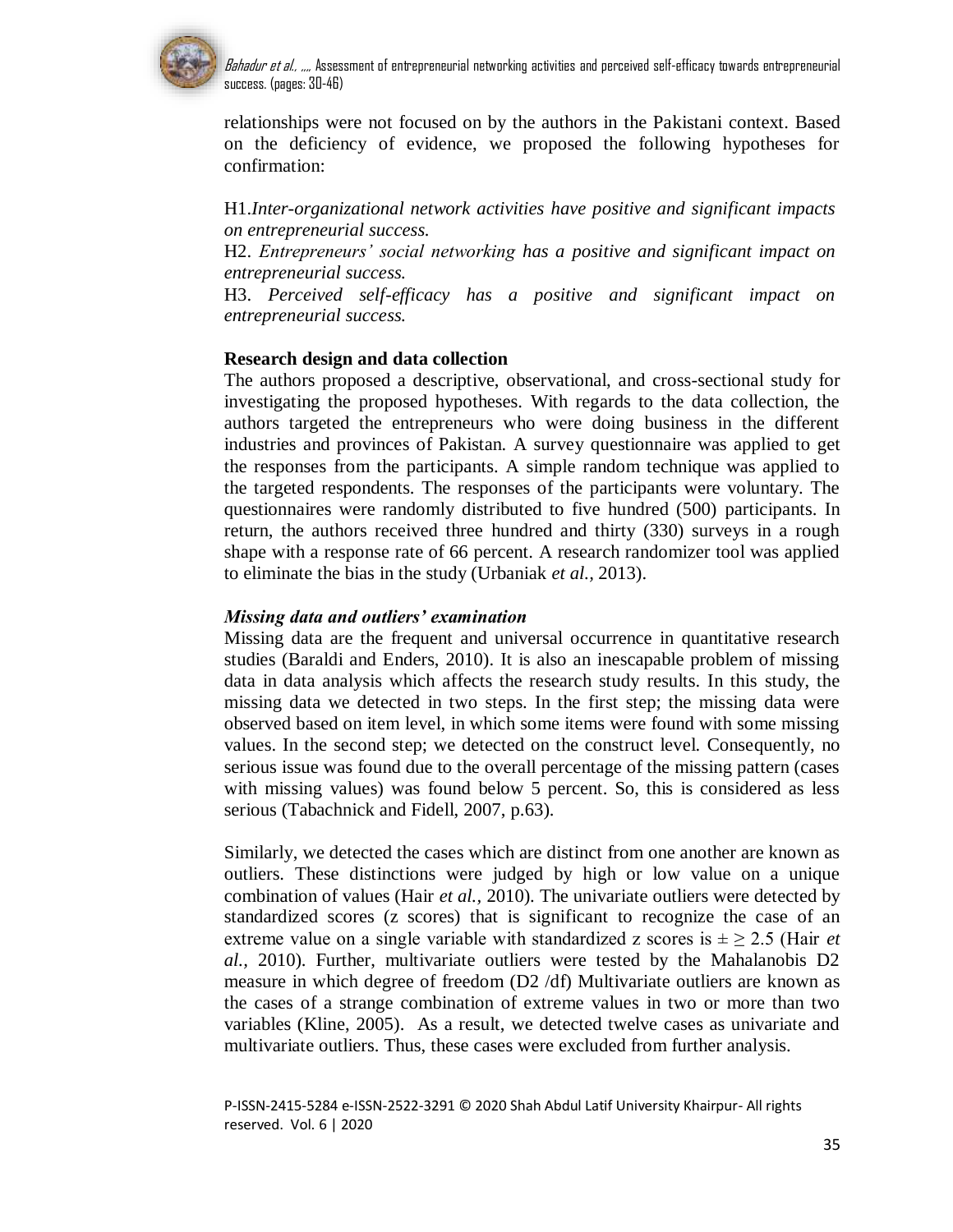relationships were not focused on by the authors in the Pakistani context. Based on the deficiency of evidence, we proposed the following hypotheses for confirmation:

H1.*Inter-organizational network activities have positive and significant impacts on entrepreneurial success.*
H2. *Entrepreneurs' social networking has a positive and significant impact on entrepreneurial success.*
H3. *Perceived self-efficacy has a positive and significant impact on entrepreneurial success.*

**Research design and data collection**

The authors proposed a descriptive, observational, and cross-sectional study for investigating the proposed hypotheses. With regards to the data collection, the authors targeted the entrepreneurs who were doing business in the different industries and provinces of Pakistan. A survey questionnaire was applied to get the responses from the participants. A simple random technique was applied to the targeted respondents. The responses of the participants were voluntary. The questionnaires were randomly distributed to five hundred (500) participants. In return, the authors received three hundred and thirty (330) surveys in a rough shape with a response rate of 66 percent. A research randomizer tool was applied to eliminate the bias in the study (Urbaniak *et al.,* 2013).

***Missing data and outliers' examination***

Missing data are the frequent and universal occurrence in quantitative research studies (Baraldi and Enders, 2010). It is also an inescapable problem of missing data in data analysis which affects the research study results. In this study, the missing data we detected in two steps. In the first step; the missing data were observed based on item level, in which some items were found with some missing values. In the second step; we detected on the construct level. Consequently, no serious issue was found due to the overall percentage of the missing pattern (cases with missing values) was found below 5 percent. So, this is considered as less serious (Tabachnick and Fidell, 2007, p.63).

Similarly, we detected the cases which are distinct from one another are known as outliers. These distinctions were judged by high or low value on a unique combination of values (Hair *et al.,* 2010). The univariate outliers were detected by standardized scores (z scores) that is significant to recognize the case of an extreme value on a single variable with standardized z scores is $\pm \geq 2.5$ (Hair *et al.,* 2010). Further, multivariate outliers were tested by the Mahalanobis D2 measure in which degree of freedom (D2 /df) Multivariate outliers are known as the cases of a strange combination of extreme values in two or more than two variables (Kline, 2005). As a result, we detected twelve cases as univariate and multivariate outliers. Thus, these cases were excluded from further analysis.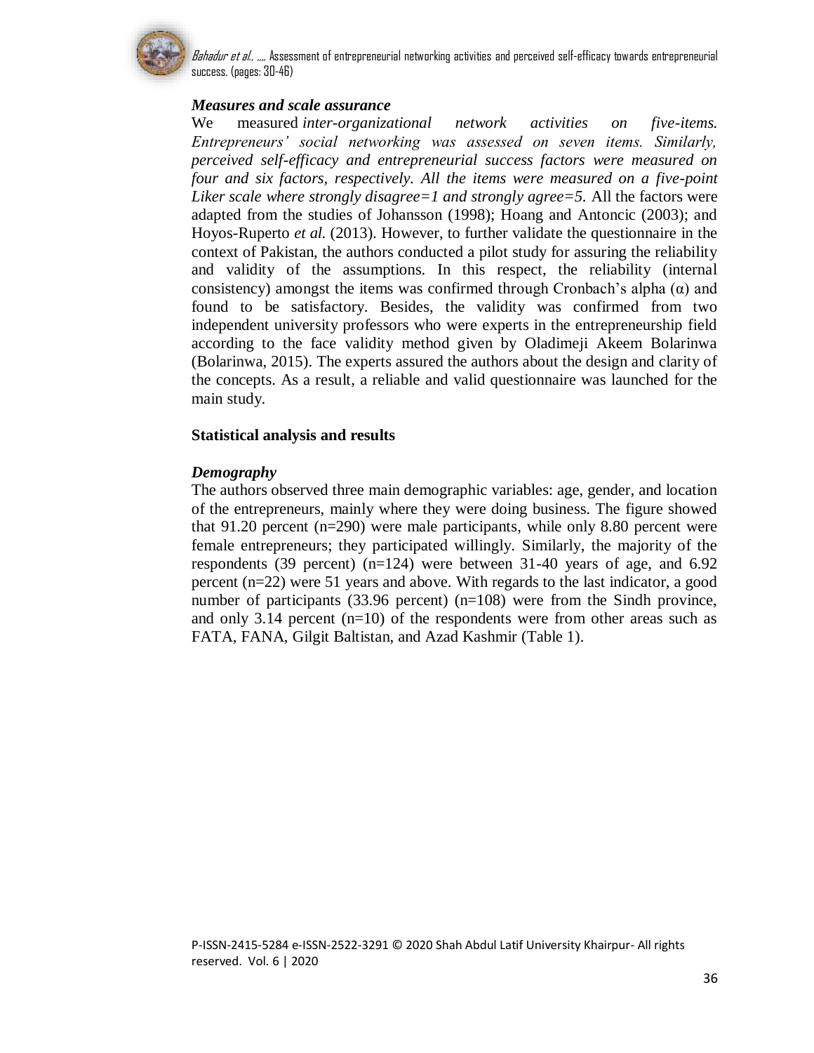### *Measures and scale assurance*

We measured *inter-organizational network activities on five-items. Entrepreneurs' social networking was assessed on seven items. Similarly, perceived self-efficacy and entrepreneurial success factors were measured on four and six factors, respectively. All the items were measured on a five-point Liker scale where strongly disagree=1 and strongly agree=5.* All the factors were adapted from the studies of Johansson (1998); Hoang and Antoncic (2003); and Hoyos-Ruperto *et al.* (2013). However, to further validate the questionnaire in the context of Pakistan, the authors conducted a pilot study for assuring the reliability and validity of the assumptions. In this respect, the reliability (internal consistency) amongst the items was confirmed through Cronbach's alpha (α) and found to be satisfactory. Besides, the validity was confirmed from two independent university professors who were experts in the entrepreneurship field according to the face validity method given by Oladimeji Akeem Bolarinwa (Bolarinwa, 2015). The experts assured the authors about the design and clarity of the concepts. As a result, a reliable and valid questionnaire was launched for the main study.

## Statistical analysis and results

### *Demography*

The authors observed three main demographic variables: age, gender, and location of the entrepreneurs, mainly where they were doing business. The figure showed that 91.20 percent (n=290) were male participants, while only 8.80 percent were female entrepreneurs; they participated willingly. Similarly, the majority of the respondents (39 percent) (n=124) were between 31-40 years of age, and 6.92 percent (n=22) were 51 years and above. With regards to the last indicator, a good number of participants (33.96 percent) (n=108) were from the Sindh province, and only 3.14 percent (n=10) of the respondents were from other areas such as FATA, FANA, Gilgit Baltistan, and Azad Kashmir (Table 1).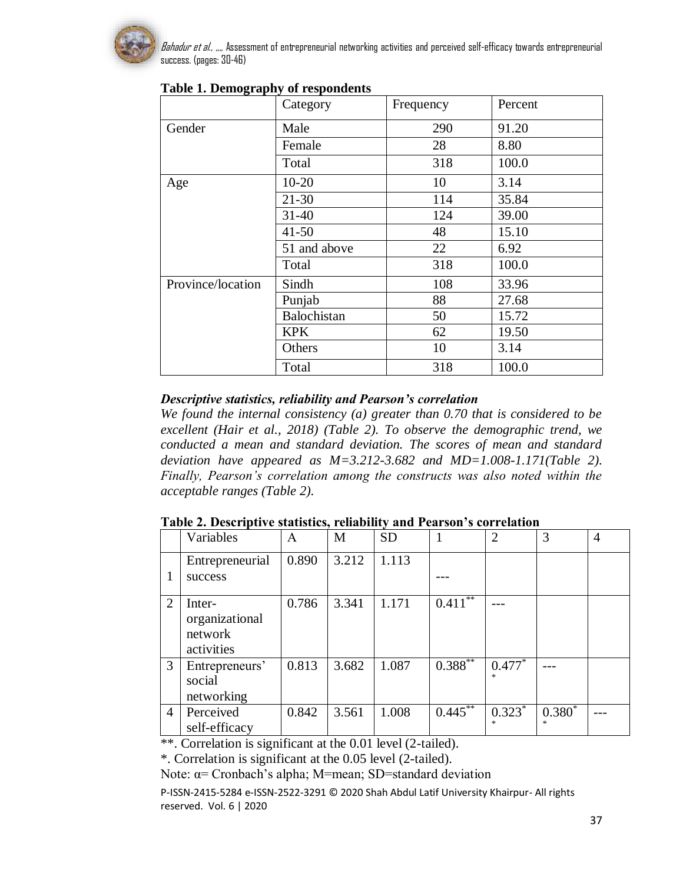**Table 1. Demography of respondents**

| | Category | Frequency | Percent |
|---|---|---|---|
| Gender | Male | 290 | 91.20 |
| | Female | 28 | 8.80 |
| | Total | 318 | 100.0 |
| Age | 10-20 | 10 | 3.14 |
| | 21-30 | 114 | 35.84 |
| | 31-40 | 124 | 39.00 |
| | 41-50 | 48 | 15.10 |
| | 51 and above | 22 | 6.92 |
| | Total | 318 | 100.0 |
| Province/location | Sindh | 108 | 33.96 |
| | Punjab | 88 | 27.68 |
| | Balochistan | 50 | 15.72 |
| | KPK | 62 | 19.50 |
| | Others | 10 | 3.14 |
| | Total | 318 | 100.0 |

***Descriptive statistics, reliability and Pearson's correlation***

*We found the internal consistency (a) greater than 0.70 that is considered to be excellent (Hair et al., 2018) (Table 2). To observe the demographic trend, we conducted a mean and standard deviation. The scores of mean and standard deviation have appeared as M=3.212-3.682 and MD=1.008-1.171(Table 2). Finally, Pearson's correlation among the constructs was also noted within the acceptable ranges (Table 2).*

**Table 2. Descriptive statistics, reliability and Pearson's correlation**

| | Variables | A | M | SD | 1 | 2 | 3 | 4 |
|---|---|---|---|---|---|---|---|---|
| 1 | Entrepreneurial success | 0.890 | 3.212 | 1.113 | --- | | | |
| 2 | Inter-organizational network activities | 0.786 | 3.341 | 1.171 | 0.411** | --- | | |
| 3 | Entrepreneurs' social networking | 0.813 | 3.682 | 1.087 | 0.388** | 0.477** | --- | |
| 4 | Perceived self-efficacy | 0.842 | 3.561 | 1.008 | 0.445** | 0.323** | 0.380** | --- |

**. Correlation is significant at the 0.01 level (2-tailed).

*. Correlation is significant at the 0.05 level (2-tailed).

Note: α= Cronbach's alpha; M=mean; SD=standard deviation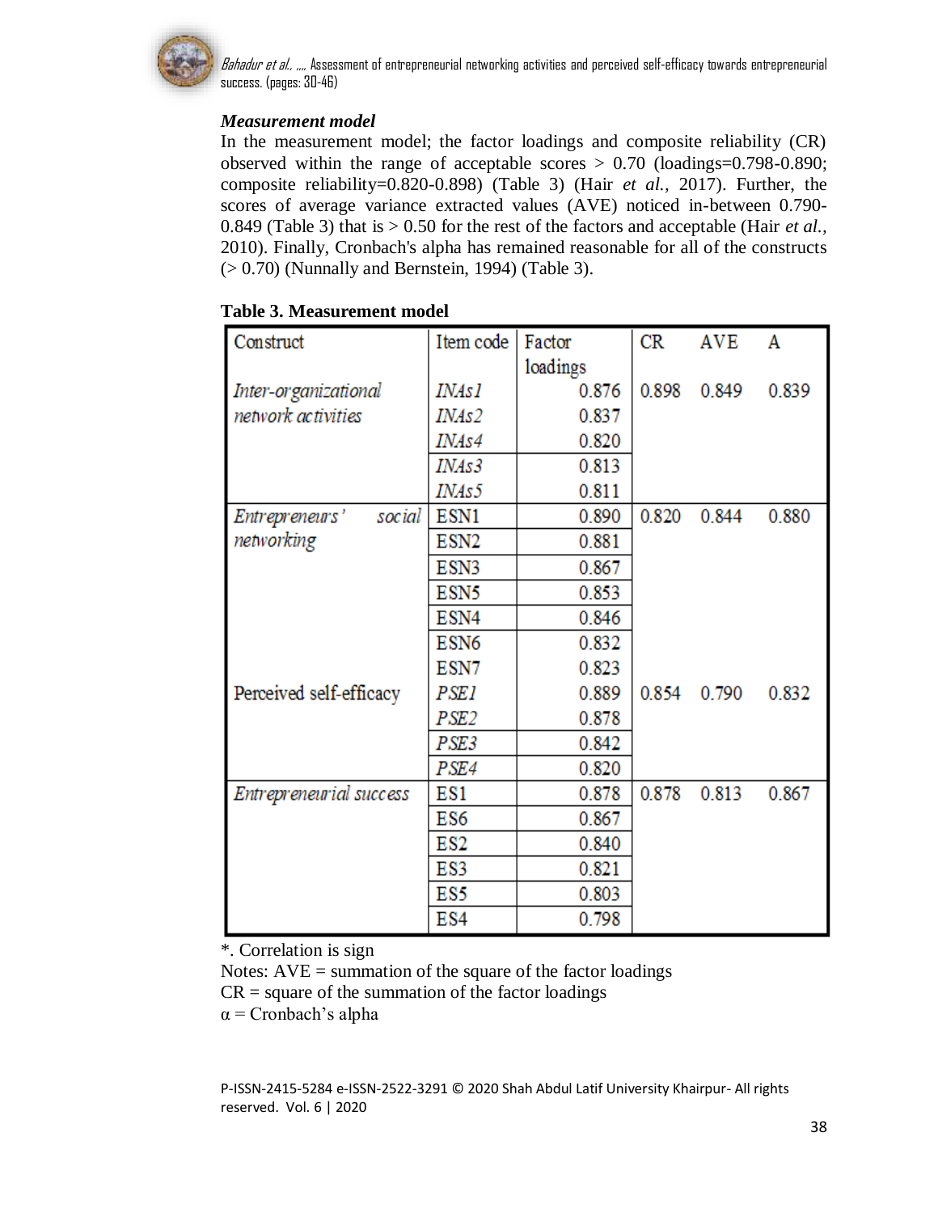### *Measurement model*

In the measurement model; the factor loadings and composite reliability (CR) observed within the range of acceptable scores > 0.70 (loadings=0.798-0.890; composite reliability=0.820-0.898) (Table 3) (Hair *et al.*, 2017). Further, the scores of average variance extracted values (AVE) noticed in-between 0.790-0.849 (Table 3) that is > 0.50 for the rest of the factors and acceptable (Hair *et al.*, 2010). Finally, Cronbach's alpha has remained reasonable for all of the constructs (> 0.70) (Nunnally and Bernstein, 1994) (Table 3).

**Table 3. Measurement model**

| Construct | Item code | Factor loadings | CR | AVE | Α |
|---|---|---|---|---|---|
| *Inter-organizational network activities* | *INAs1* | 0.876 | 0.898 | 0.849 | 0.839 |
| | *INAs2* | 0.837 | | | |
| | *INAs4* | 0.820 | | | |
| | *INAs3* | 0.813 | | | |
| | *INAs5* | 0.811 | | | |
| *Entrepreneurs' social networking* | ESN1 | 0.890 | 0.820 | 0.844 | 0.880 |
| | ESN2 | 0.881 | | | |
| | ESN3 | 0.867 | | | |
| | ESN5 | 0.853 | | | |
| | ESN4 | 0.846 | | | |
| | ESN6 | 0.832 | | | |
| | ESN7 | 0.823 | | | |
| Perceived self-efficacy | *PSE1* | 0.889 | 0.854 | 0.790 | 0.832 |
| | *PSE2* | 0.878 | | | |
| | *PSE3* | 0.842 | | | |
| | *PSE4* | 0.820 | | | |
| *Entrepreneurial success* | ES1 | 0.878 | 0.878 | 0.813 | 0.867 |
| | ES6 | 0.867 | | | |
| | ES2 | 0.840 | | | |
| | ES3 | 0.821 | | | |
| | ES5 | 0.803 | | | |
| | ES4 | 0.798 | | | |

*. Correlation is sign

Notes: AVE = summation of the square of the factor loadings

CR = square of the summation of the factor loadings

$\alpha$ = Cronbach's alpha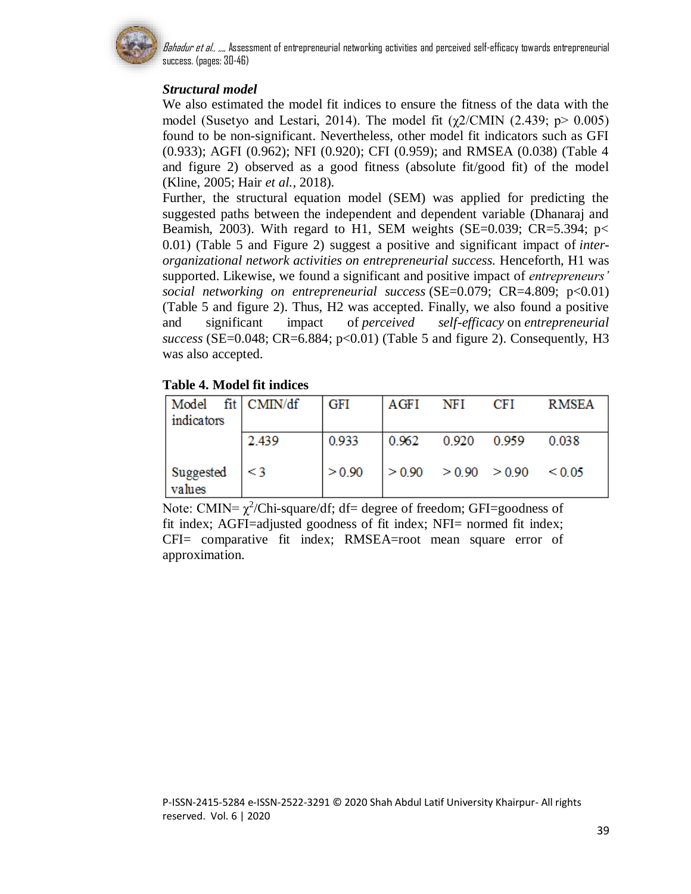### *Structural model*

We also estimated the model fit indices to ensure the fitness of the data with the model (Susetyo and Lestari, 2014). The model fit ($\chi2$/CMIN (2.439; p> 0.005) found to be non-significant. Nevertheless, other model fit indicators such as GFI (0.933); AGFI (0.962); NFI (0.920); CFI (0.959); and RMSEA (0.038) (Table 4 and figure 2) observed as a good fitness (absolute fit/good fit) of the model (Kline, 2005; Hair *et al.*, 2018).

Further, the structural equation model (SEM) was applied for predicting the suggested paths between the independent and dependent variable (Dhanaraj and Beamish, 2003). With regard to H1, SEM weights (SE=0.039; CR=5.394; p< 0.01) (Table 5 and Figure 2) suggest a positive and significant impact of *inter-organizational network activities on entrepreneurial success.* Henceforth, H1 was supported. Likewise, we found a significant and positive impact of *entrepreneurs' social networking on entrepreneurial success* (SE=0.079; CR=4.809; p<0.01) (Table 5 and figure 2). Thus, H2 was accepted. Finally, we also found a positive and significant impact of *perceived self-efficacy* on *entrepreneurial success* (SE=0.048; CR=6.884; p<0.01) (Table 5 and figure 2). Consequently, H3 was also accepted.

**Table 4. Model fit indices**

| Model fit indicators | CMIN/df | GFI | AGFI | NFI | CFI | RMSEA |
|---|---|---|---|---|---|---|
| | 2.439 | 0.933 | 0.962 | 0.920 | 0.959 | 0.038 |
| Suggested values | < 3 | > 0.90 | > 0.90 | > 0.90 | > 0.90 | < 0.05 |

Note: CMIN= $\chi^2$/Chi-square/df; df= degree of freedom; GFI=goodness of fit index; AGFI=adjusted goodness of fit index; NFI= normed fit index; CFI= comparative fit index; RMSEA=root mean square error of approximation.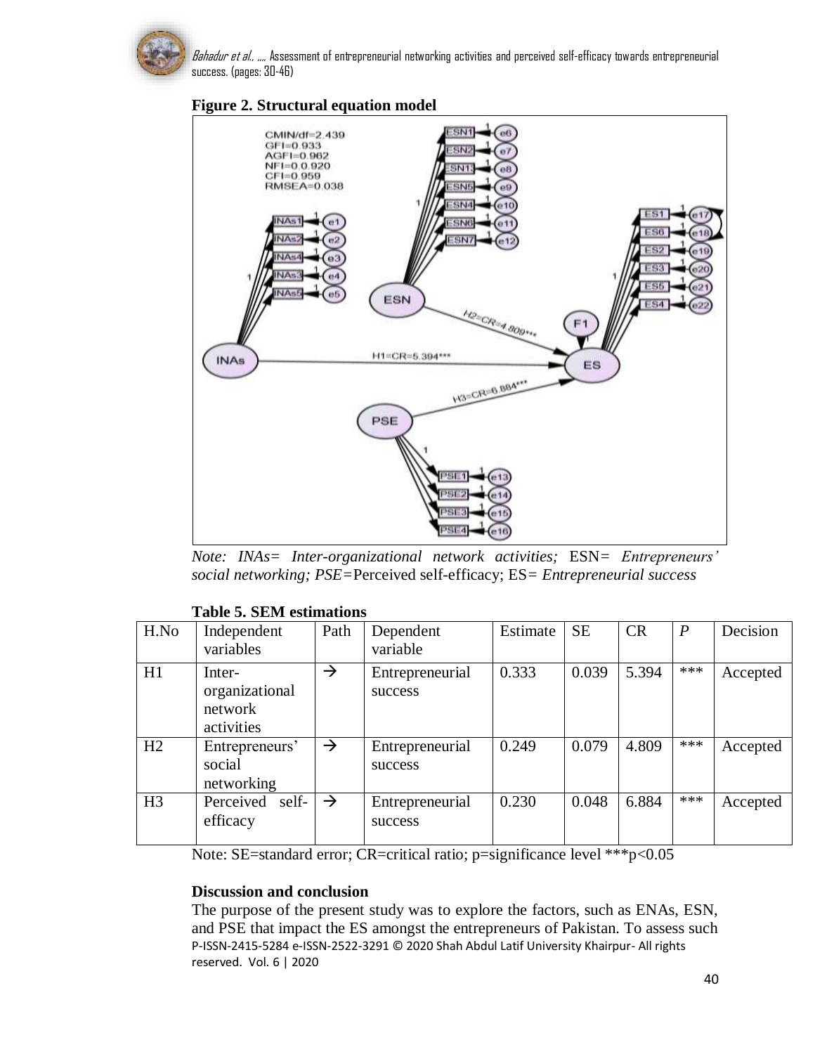**Figure 2. Structural equation model**

*Note: INAs= Inter-organizational network activities;* ESN= *Entrepreneurs' social networking; PSE=*Perceived self-efficacy; ES= *Entrepreneurial success*

**Table 5. SEM estimations**

| H.No | Independent variables | Path | Dependent variable | Estimate | SE | CR | *P* | Decision |
|---|---|---|---|---|---|---|---|---|
| H1 | Inter-organizational network activities | → | Entrepreneurial success | 0.333 | 0.039 | 5.394 | *** | Accepted |
| H2 | Entrepreneurs' social networking | → | Entrepreneurial success | 0.249 | 0.079 | 4.809 | *** | Accepted |
| H3 | Perceived self-efficacy | → | Entrepreneurial success | 0.230 | 0.048 | 6.884 | *** | Accepted |

Note: SE=standard error; CR=critical ratio; p=significance level ***p<0.05

**Discussion and conclusion**

The purpose of the present study was to explore the factors, such as ENAs, ESN, and PSE that impact the ES amongst the entrepreneurs of Pakistan. To assess such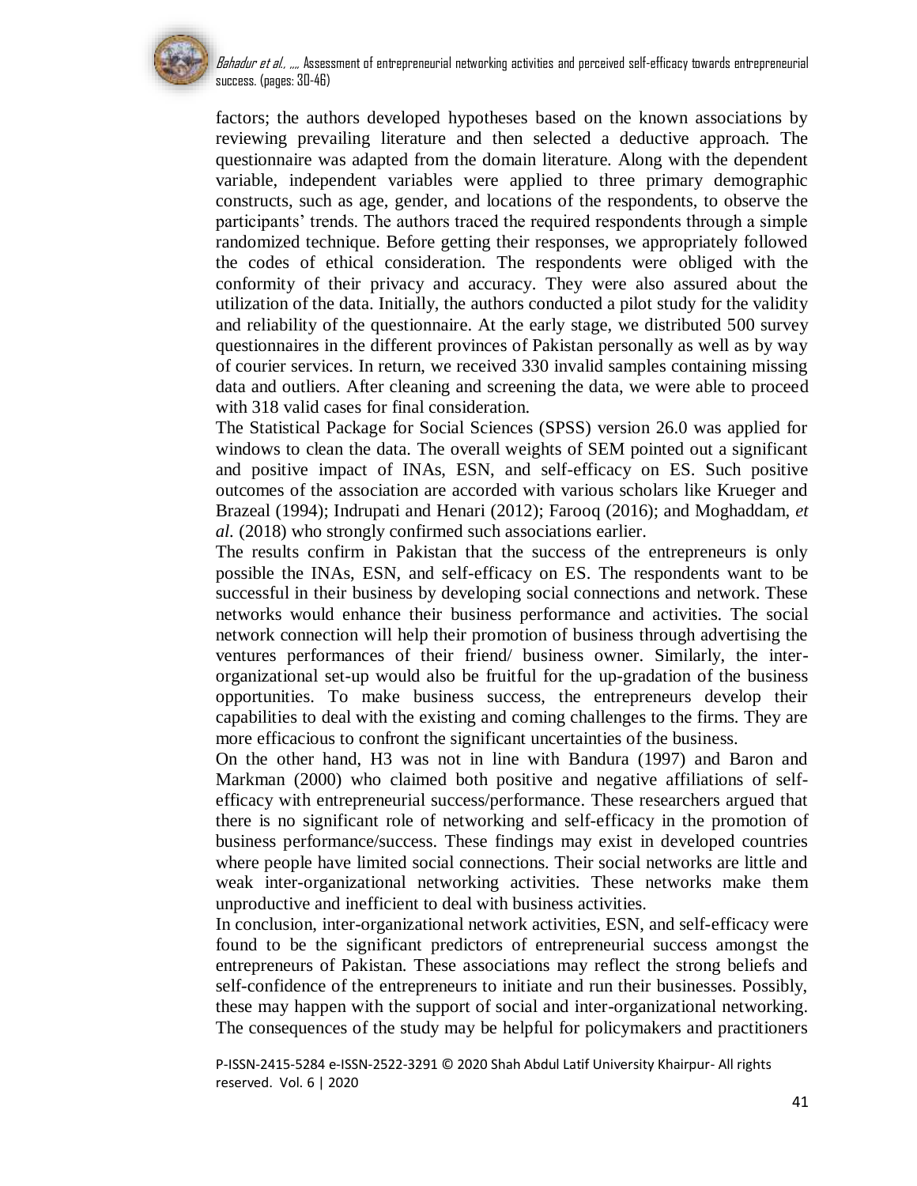factors; the authors developed hypotheses based on the known associations by reviewing prevailing literature and then selected a deductive approach. The questionnaire was adapted from the domain literature. Along with the dependent variable, independent variables were applied to three primary demographic constructs, such as age, gender, and locations of the respondents, to observe the participants' trends. The authors traced the required respondents through a simple randomized technique. Before getting their responses, we appropriately followed the codes of ethical consideration. The respondents were obliged with the conformity of their privacy and accuracy. They were also assured about the utilization of the data. Initially, the authors conducted a pilot study for the validity and reliability of the questionnaire. At the early stage, we distributed 500 survey questionnaires in the different provinces of Pakistan personally as well as by way of courier services. In return, we received 330 invalid samples containing missing data and outliers. After cleaning and screening the data, we were able to proceed with 318 valid cases for final consideration.

The Statistical Package for Social Sciences (SPSS) version 26.0 was applied for windows to clean the data. The overall weights of SEM pointed out a significant and positive impact of INAs, ESN, and self-efficacy on ES. Such positive outcomes of the association are accorded with various scholars like Krueger and Brazeal (1994); Indrupati and Henari (2012); Farooq (2016); and Moghaddam, *et al.* (2018) who strongly confirmed such associations earlier.

The results confirm in Pakistan that the success of the entrepreneurs is only possible the INAs, ESN, and self-efficacy on ES. The respondents want to be successful in their business by developing social connections and network. These networks would enhance their business performance and activities. The social network connection will help their promotion of business through advertising the ventures performances of their friend/ business owner. Similarly, the inter-organizational set-up would also be fruitful for the up-gradation of the business opportunities. To make business success, the entrepreneurs develop their capabilities to deal with the existing and coming challenges to the firms. They are more efficacious to confront the significant uncertainties of the business.

On the other hand, H3 was not in line with Bandura (1997) and Baron and Markman (2000) who claimed both positive and negative affiliations of self-efficacy with entrepreneurial success/performance. These researchers argued that there is no significant role of networking and self-efficacy in the promotion of business performance/success. These findings may exist in developed countries where people have limited social connections. Their social networks are little and weak inter-organizational networking activities. These networks make them unproductive and inefficient to deal with business activities.

In conclusion, inter-organizational network activities, ESN, and self-efficacy were found to be the significant predictors of entrepreneurial success amongst the entrepreneurs of Pakistan. These associations may reflect the strong beliefs and self-confidence of the entrepreneurs to initiate and run their businesses. Possibly, these may happen with the support of social and inter-organizational networking. The consequences of the study may be helpful for policymakers and practitioners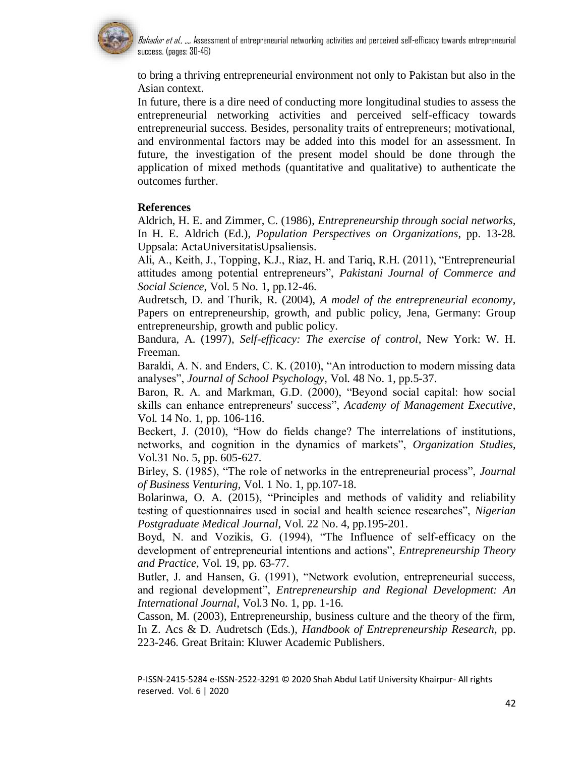to bring a thriving entrepreneurial environment not only to Pakistan but also in the Asian context.

In future, there is a dire need of conducting more longitudinal studies to assess the entrepreneurial networking activities and perceived self-efficacy towards entrepreneurial success. Besides, personality traits of entrepreneurs; motivational, and environmental factors may be added into this model for an assessment. In future, the investigation of the present model should be done through the application of mixed methods (quantitative and qualitative) to authenticate the outcomes further.

**References**

Aldrich, H. E. and Zimmer, C. (1986), *Entrepreneurship through social networks*, In H. E. Aldrich (Ed.), *Population Perspectives on Organizations*, pp. 13-28. Uppsala: ActaUniversitatisUpsaliensis.

Ali, A., Keith, J., Topping, K.J., Riaz, H. and Tariq, R.H. (2011), "Entrepreneurial attitudes among potential entrepreneurs", *Pakistani Journal of Commerce and Social Science*, Vol. 5 No. 1, pp.12-46.

Audretsch, D. and Thurik, R. (2004), *A model of the entrepreneurial economy*, Papers on entrepreneurship, growth, and public policy, Jena, Germany: Group entrepreneurship, growth and public policy.

Bandura, A. (1997), *Self-efficacy: The exercise of control*, New York: W. H. Freeman.

Baraldi, A. N. and Enders, C. K. (2010), "An introduction to modern missing data analyses", *Journal of School Psychology*, Vol. 48 No. 1, pp.5-37.

Baron, R. A. and Markman, G.D. (2000), "Beyond social capital: how social skills can enhance entrepreneurs' success", *Academy of Management Executive*, Vol. 14 No. 1, pp. 106-116.

Beckert, J. (2010), "How do fields change? The interrelations of institutions, networks, and cognition in the dynamics of markets", *Organization Studies*, Vol.31 No. 5, pp. 605-627.

Birley, S. (1985), "The role of networks in the entrepreneurial process", *Journal of Business Venturing*, Vol. 1 No. 1, pp.107-18.

Bolarinwa, O. A. (2015), "Principles and methods of validity and reliability testing of questionnaires used in social and health science researches", *Nigerian Postgraduate Medical Journal*, Vol. 22 No. 4, pp.195-201.

Boyd, N. and Vozikis, G. (1994), "The Influence of self-efficacy on the development of entrepreneurial intentions and actions", *Entrepreneurship Theory and Practice,* Vol. 19, pp. 63-77.

Butler, J. and Hansen, G. (1991), "Network evolution, entrepreneurial success, and regional development", *Entrepreneurship and Regional Development: An International Journal*, Vol.3 No. 1, pp. 1-16.

Casson, M. (2003), Entrepreneurship, business culture and the theory of the firm, In Z. Acs & D. Audretsch (Eds.), *Handbook of Entrepreneurship Research,* pp. 223-246. Great Britain: Kluwer Academic Publishers.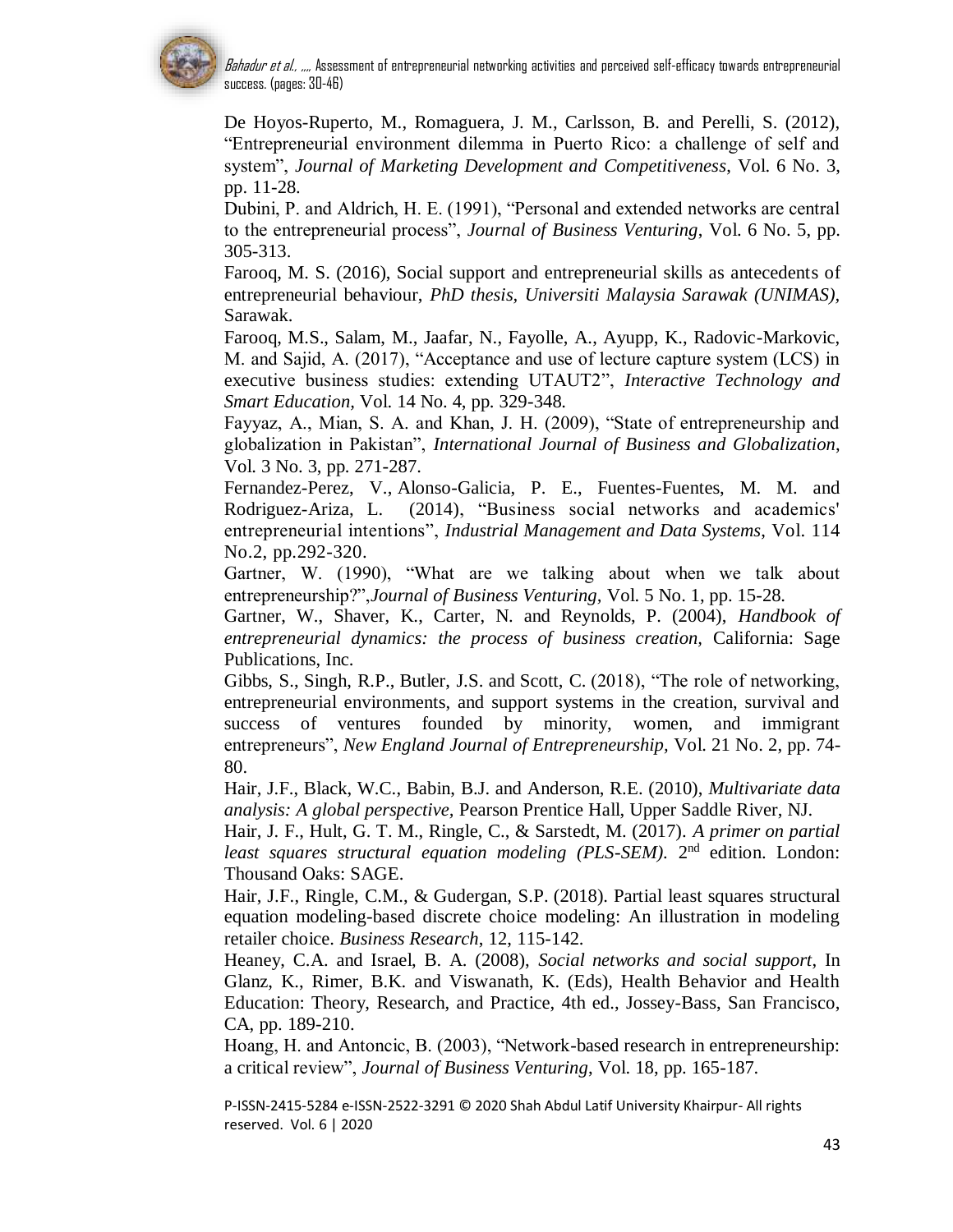De Hoyos-Ruperto, M., Romaguera, J. M., Carlsson, B. and Perelli, S. (2012), "Entrepreneurial environment dilemma in Puerto Rico: a challenge of self and system", *Journal of Marketing Development and Competitiveness*, Vol. 6 No. 3, pp. 11-28.

Dubini, P. and Aldrich, H. E. (1991), "Personal and extended networks are central to the entrepreneurial process", *Journal of Business Venturing*, Vol. 6 No. 5, pp. 305-313.

Farooq, M. S. (2016), Social support and entrepreneurial skills as antecedents of entrepreneurial behaviour, *PhD thesis, Universiti Malaysia Sarawak (UNIMAS)*, Sarawak.

Farooq, M.S., Salam, M., Jaafar, N., Fayolle, A., Ayupp, K., Radovic-Markovic, M. and Sajid, A. (2017), "Acceptance and use of lecture capture system (LCS) in executive business studies: extending UTAUT2", *Interactive Technology and Smart Education,* Vol. 14 No. 4, pp. 329-348.

Fayyaz, A., Mian, S. A. and Khan, J. H. (2009), "State of entrepreneurship and globalization in Pakistan", *International Journal of Business and Globalization*, Vol. 3 No. 3, pp. 271-287.

Fernandez-Perez, V., Alonso-Galicia, P. E., Fuentes-Fuentes, M. M. and Rodriguez-Ariza, L. (2014), "Business social networks and academics' entrepreneurial intentions", *Industrial Management and Data Systems*, Vol. 114 No.2, pp.292-320.

Gartner, W. (1990), "What are we talking about when we talk about entrepreneurship?",*Journal of Business Venturing,* Vol. 5 No. 1, pp. 15-28.

Gartner, W., Shaver, K., Carter, N. and Reynolds, P. (2004), *Handbook of entrepreneurial dynamics: the process of business creation,* California: Sage Publications, Inc.

Gibbs, S., Singh, R.P., Butler, J.S. and Scott, C. (2018), "The role of networking, entrepreneurial environments, and support systems in the creation, survival and success of ventures founded by minority, women, and immigrant entrepreneurs", *New England Journal of Entrepreneurship,* Vol. 21 No. 2, pp. 74-80.

Hair, J.F., Black, W.C., Babin, B.J. and Anderson, R.E. (2010), *Multivariate data analysis: A global perspective*, Pearson Prentice Hall, Upper Saddle River, NJ.

Hair, J. F., Hult, G. T. M., Ringle, C., & Sarstedt, M. (2017). *A primer on partial least squares structural equation modeling (PLS-SEM).* 2nd edition. London: Thousand Oaks: SAGE.

Hair, J.F., Ringle, C.M., & Gudergan, S.P. (2018). Partial least squares structural equation modeling-based discrete choice modeling: An illustration in modeling retailer choice. *Business Research*, 12, 115-142.

Heaney, C.A. and Israel, B. A. (2008), *Social networks and social support*, In Glanz, K., Rimer, B.K. and Viswanath, K. (Eds), Health Behavior and Health Education: Theory, Research, and Practice, 4th ed., Jossey-Bass, San Francisco, CA, pp. 189-210.

Hoang, H. and Antoncic, B. (2003), "Network-based research in entrepreneurship: a critical review", *Journal of Business Venturing*, Vol. 18, pp. 165-187.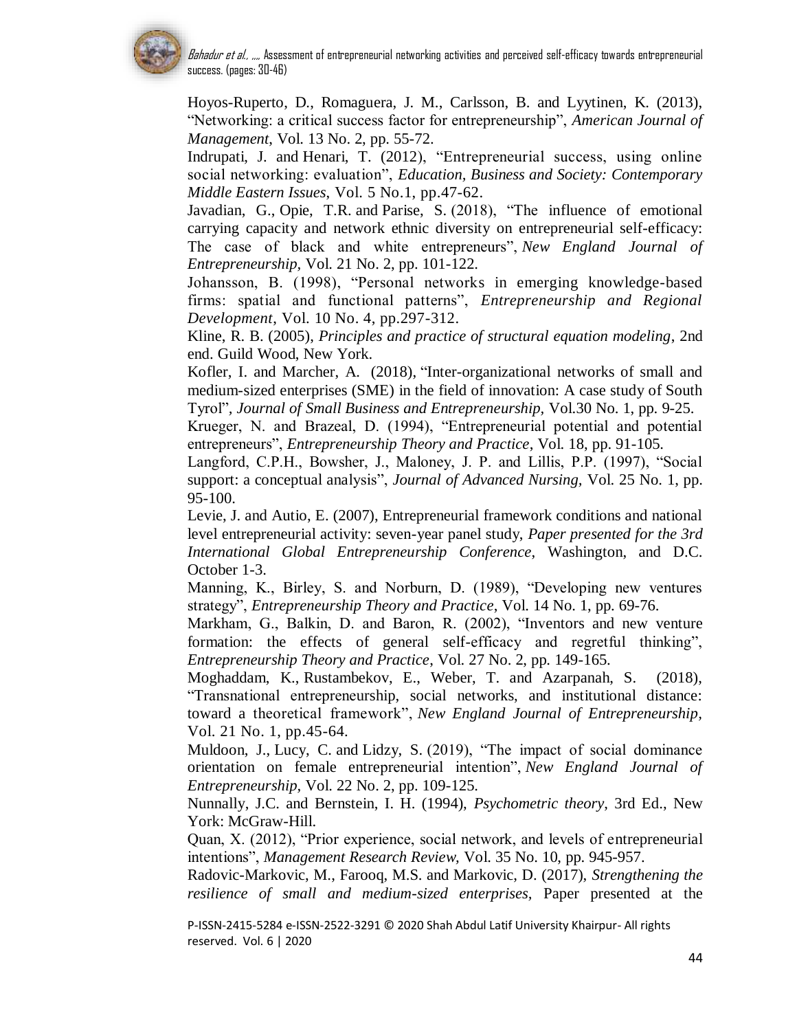Hoyos-Ruperto, D., Romaguera, J. M., Carlsson, B. and Lyytinen, K. (2013), "Networking: a critical success factor for entrepreneurship", *American Journal of Management*, Vol. 13 No. 2, pp. 55-72.

Indrupati, J. and Henari, T. (2012), "Entrepreneurial success, using online social networking: evaluation", *Education, Business and Society: Contemporary Middle Eastern Issues*, Vol. 5 No.1, pp.47-62.

Javadian, G., Opie, T.R. and Parise, S. (2018), "The influence of emotional carrying capacity and network ethnic diversity on entrepreneurial self-efficacy: The case of black and white entrepreneurs", *New England Journal of Entrepreneurship,* Vol. 21 No. 2, pp. 101-122.

Johansson, B. (1998), "Personal networks in emerging knowledge-based firms: spatial and functional patterns", *Entrepreneurship and Regional Development*, Vol. 10 No. 4, pp.297-312.

Kline, R. B. (2005), *Principles and practice of structural equation modeling*, 2nd end. Guild Wood, New York.

Kofler, I. and Marcher, A. (2018), "Inter-organizational networks of small and medium-sized enterprises (SME) in the field of innovation: A case study of South Tyrol", *Journal of Small Business and Entrepreneurship,* Vol.30 No. 1, pp. 9-25.

Krueger, N. and Brazeal, D. (1994), "Entrepreneurial potential and potential entrepreneurs", *Entrepreneurship Theory and Practice*, Vol. 18, pp. 91-105.

Langford, C.P.H., Bowsher, J., Maloney, J. P. and Lillis, P.P. (1997), "Social support: a conceptual analysis", *Journal of Advanced Nursing,* Vol. 25 No. 1, pp. 95-100.

Levie, J. and Autio, E. (2007), Entrepreneurial framework conditions and national level entrepreneurial activity: seven-year panel study, *Paper presented for the 3rd International Global Entrepreneurship Conference*, Washington, and D.C. October 1-3.

Manning, K., Birley, S. and Norburn, D. (1989), "Developing new ventures strategy", *Entrepreneurship Theory and Practice*, Vol. 14 No. 1, pp. 69-76.

Markham, G., Balkin, D. and Baron, R. (2002), "Inventors and new venture formation: the effects of general self-efficacy and regretful thinking", *Entrepreneurship Theory and Practice*, Vol. 27 No. 2, pp. 149-165.

Moghaddam, K., Rustambekov, E., Weber, T. and Azarpanah, S. (2018), "Transnational entrepreneurship, social networks, and institutional distance: toward a theoretical framework", *New England Journal of Entrepreneurship,* Vol. 21 No. 1, pp.45-64.

Muldoon, J., Lucy, C. and Lidzy, S. (2019), "The impact of social dominance orientation on female entrepreneurial intention", *New England Journal of Entrepreneurship,* Vol. 22 No. 2, pp. 109-125.

Nunnally, J.C. and Bernstein, I. H. (1994), *Psychometric theory*, 3rd Ed., New York: McGraw-Hill.

Quan, X. (2012), "Prior experience, social network, and levels of entrepreneurial intentions", *Management Research Review,* Vol. 35 No. 10, pp. 945-957.

Radovic-Markovic, M., Farooq, M.S. and Markovic, D. (2017), *Strengthening the resilience of small and medium-sized enterprises,* Paper presented at the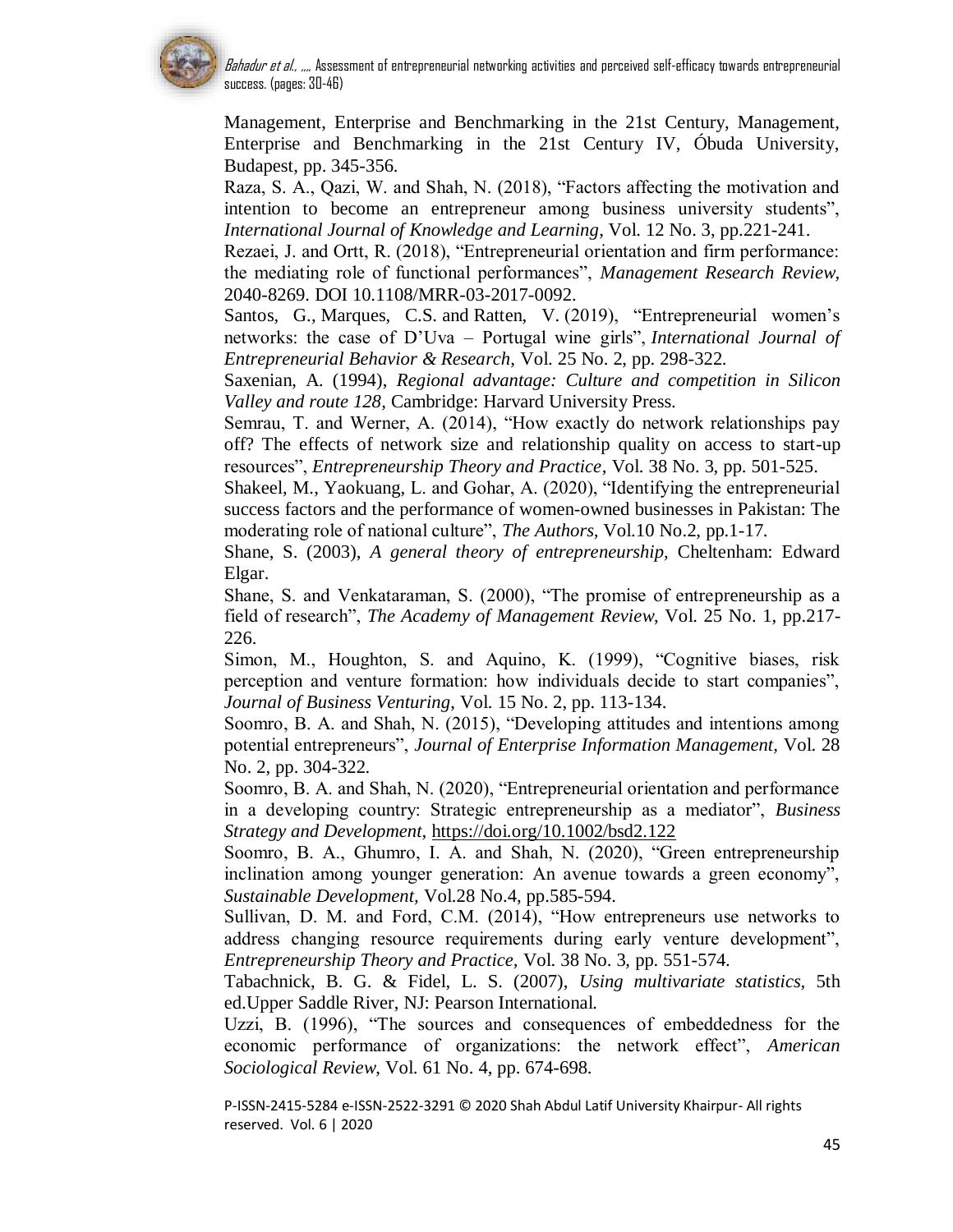Management, Enterprise and Benchmarking in the 21st Century, Management, Enterprise and Benchmarking in the 21st Century IV, Óbuda University, Budapest, pp. 345-356.

Raza, S. A., Qazi, W. and Shah, N. (2018), "Factors affecting the motivation and intention to become an entrepreneur among business university students", *International Journal of Knowledge and Learning*, Vol. 12 No. 3, pp.221-241.

Rezaei, J. and Ortt, R. (2018), "Entrepreneurial orientation and firm performance: the mediating role of functional performances", *Management Research Review,* 2040-8269. DOI 10.1108/MRR-03-2017-0092.

Santos, G., Marques, C.S. and Ratten, V. (2019), "Entrepreneurial women's networks: the case of D'Uva – Portugal wine girls", *International Journal of Entrepreneurial Behavior & Research,* Vol. 25 No. 2, pp. 298-322.

Saxenian, A. (1994), *Regional advantage: Culture and competition in Silicon Valley and route 128,* Cambridge: Harvard University Press.

Semrau, T. and Werner, A. (2014), "How exactly do network relationships pay off? The effects of network size and relationship quality on access to start-up resources", *Entrepreneurship Theory and Practice*, Vol. 38 No. 3, pp. 501-525.

Shakeel, M., Yaokuang, L. and Gohar, A. (2020), "Identifying the entrepreneurial success factors and the performance of women-owned businesses in Pakistan: The moderating role of national culture", *The Authors,* Vol.10 No.2, pp.1-17.

Shane, S. (2003), *A general theory of entrepreneurship,* Cheltenham: Edward Elgar.

Shane, S. and Venkataraman, S. (2000), "The promise of entrepreneurship as a field of research", *The Academy of Management Review,* Vol. 25 No. 1, pp.217-226.

Simon, M., Houghton, S. and Aquino, K. (1999), "Cognitive biases, risk perception and venture formation: how individuals decide to start companies", *Journal of Business Venturing*, Vol. 15 No. 2, pp. 113-134.

Soomro, B. A. and Shah, N. (2015), "Developing attitudes and intentions among potential entrepreneurs", *Journal of Enterprise Information Management,* Vol. 28 No. 2, pp. 304-322.

Soomro, B. A. and Shah, N. (2020), "Entrepreneurial orientation and performance in a developing country: Strategic entrepreneurship as a mediator", *Business Strategy and Development*, https://doi.org/10.1002/bsd2.122

Soomro, B. A., Ghumro, I. A. and Shah, N. (2020), "Green entrepreneurship inclination among younger generation: An avenue towards a green economy", *Sustainable Development,* Vol.28 No.4, pp.585-594.

Sullivan, D. M. and Ford, C.M. (2014), "How entrepreneurs use networks to address changing resource requirements during early venture development", *Entrepreneurship Theory and Practice,* Vol. 38 No. 3, pp. 551-574.

Tabachnick, B. G. & Fidel, L. S. (2007), *Using multivariate statistics,* 5th ed.Upper Saddle River, NJ: Pearson International.

Uzzi, B. (1996), "The sources and consequences of embeddedness for the economic performance of organizations: the network effect", *American Sociological Review*, Vol. 61 No. 4, pp. 674-698.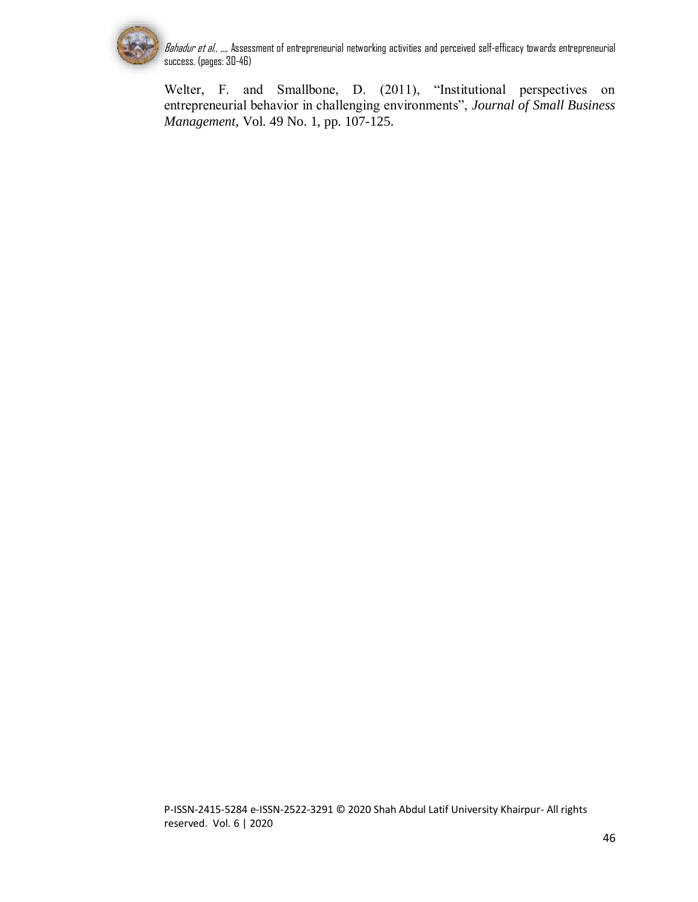Welter, F. and Smallbone, D. (2011), "Institutional perspectives on entrepreneurial behavior in challenging environments", *Journal of Small Business Management*, Vol. 49 No. 1, pp. 107-125.